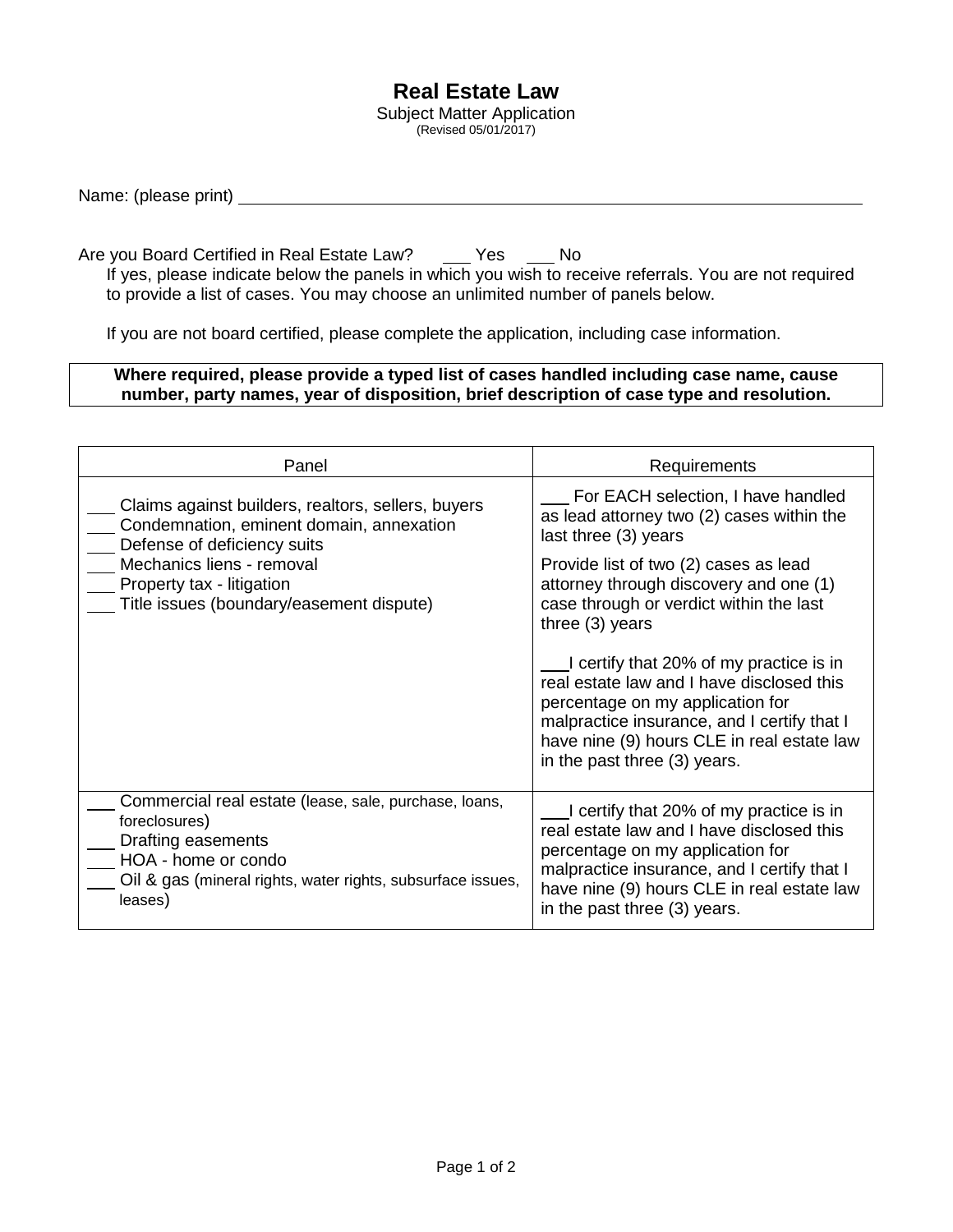# Real Estate Law

Subject Matter Application
(Revised 05/01/2017)

Name: (please print) ______________________________________________

Are you Board Certified in Real Estate Law? ___ Yes ___ No

If yes, please indicate below the panels in which you wish to receive referrals. You are not required to provide a list of cases. You may choose an unlimited number of panels below.

If you are not board certified, please complete the application, including case information.

**Where required, please provide a typed list of cases handled including case name, cause number, party names, year of disposition, brief description of case type and resolution.**

| Panel | Requirements |
|---|---|
| ___ Claims against builders, realtors, sellers, buyers<br>___ Condemnation, eminent domain, annexation<br>___ Defense of deficiency suits<br>___ Mechanics liens - removal<br>___ Property tax - litigation<br>___ Title issues (boundary/easement dispute) | ___ For EACH selection, I have handled as lead attorney two (2) cases within the last three (3) years<br><br>Provide list of two (2) cases as lead attorney through discovery and one (1) case through or verdict within the last three (3) years<br><br>___ I certify that 20% of my practice is in real estate law and I have disclosed this percentage on my application for malpractice insurance, and I certify that I have nine (9) hours CLE in real estate law in the past three (3) years. |
| ___ Commercial real estate (lease, sale, purchase, loans, foreclosures)<br>___ Drafting easements<br>___ HOA - home or condo<br>___ Oil & gas (mineral rights, water rights, subsurface issues, leases) | ___ I certify that 20% of my practice is in real estate law and I have disclosed this percentage on my application for malpractice insurance, and I certify that I have nine (9) hours CLE in real estate law in the past three (3) years. |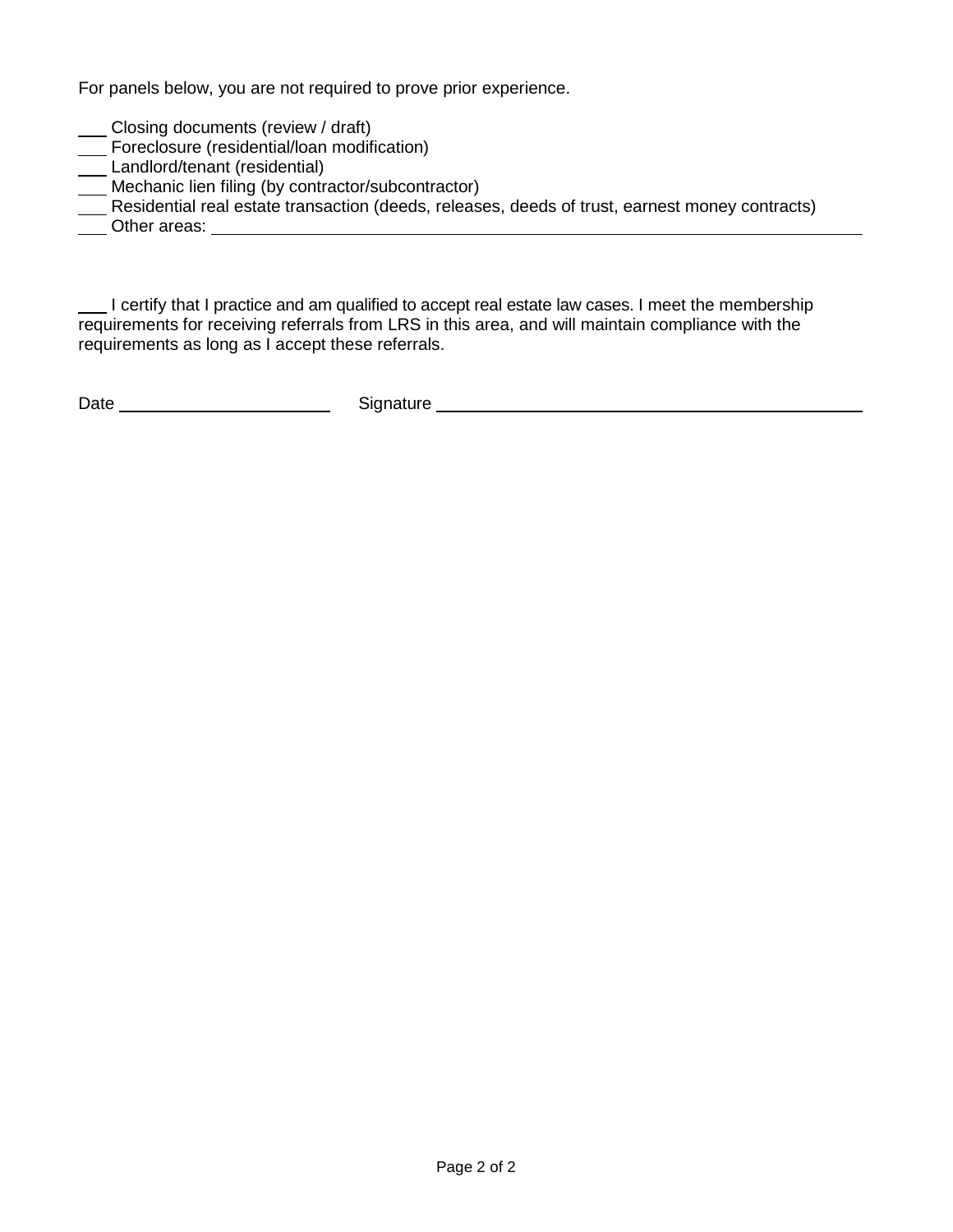For panels below, you are not required to prove prior experience.

___ Closing documents (review / draft)
___ Foreclosure (residential/loan modification)
___ Landlord/tenant (residential)
___ Mechanic lien filing (by contractor/subcontractor)
___ Residential real estate transaction (deeds, releases, deeds of trust, earnest money contracts)
___ Other areas: ____________________________________________________________

___ I certify that I practice and am qualified to accept real estate law cases. I meet the membership requirements for receiving referrals from LRS in this area, and will maintain compliance with the requirements as long as I accept these referrals.

Date ______________________ Signature ____________________________________________